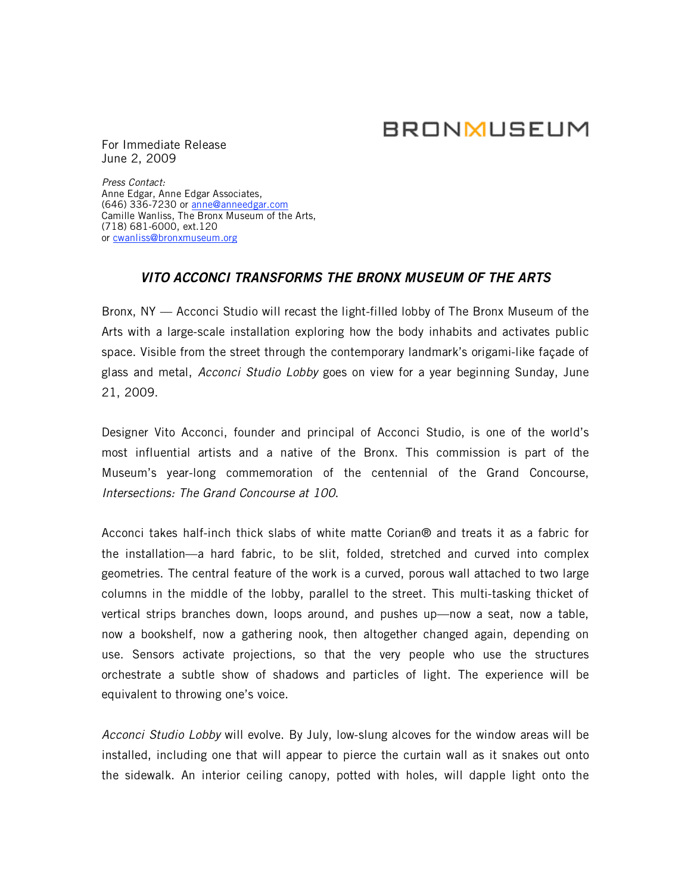BRONXMUSEUM

For Immediate Release
June 2, 2009

*Press Contact:*
Anne Edgar, Anne Edgar Associates,
(646) 336-7230 or anne@anneedgar.com
Camille Wanliss, The Bronx Museum of the Arts,
(718) 681-6000, ext.120
or cwanliss@bronxmuseum.org

## *VITO ACCONCI TRANSFORMS THE BRONX MUSEUM OF THE ARTS*

Bronx, NY — Acconci Studio will recast the light-filled lobby of The Bronx Museum of the Arts with a large-scale installation exploring how the body inhabits and activates public space. Visible from the street through the contemporary landmark's origami-like façade of glass and metal, *Acconci Studio Lobby* goes on view for a year beginning Sunday, June 21, 2009.

Designer Vito Acconci, founder and principal of Acconci Studio, is one of the world's most influential artists and a native of the Bronx. This commission is part of the Museum's year-long commemoration of the centennial of the Grand Concourse, *Intersections: The Grand Concourse at 100*.

Acconci takes half-inch thick slabs of white matte Corian® and treats it as a fabric for the installation—a hard fabric, to be slit, folded, stretched and curved into complex geometries. The central feature of the work is a curved, porous wall attached to two large columns in the middle of the lobby, parallel to the street. This multi-tasking thicket of vertical strips branches down, loops around, and pushes up—now a seat, now a table, now a bookshelf, now a gathering nook, then altogether changed again, depending on use. Sensors activate projections, so that the very people who use the structures orchestrate a subtle show of shadows and particles of light. The experience will be equivalent to throwing one's voice.

*Acconci Studio Lobby* will evolve. By July, low-slung alcoves for the window areas will be installed, including one that will appear to pierce the curtain wall as it snakes out onto the sidewalk. An interior ceiling canopy, potted with holes, will dapple light onto the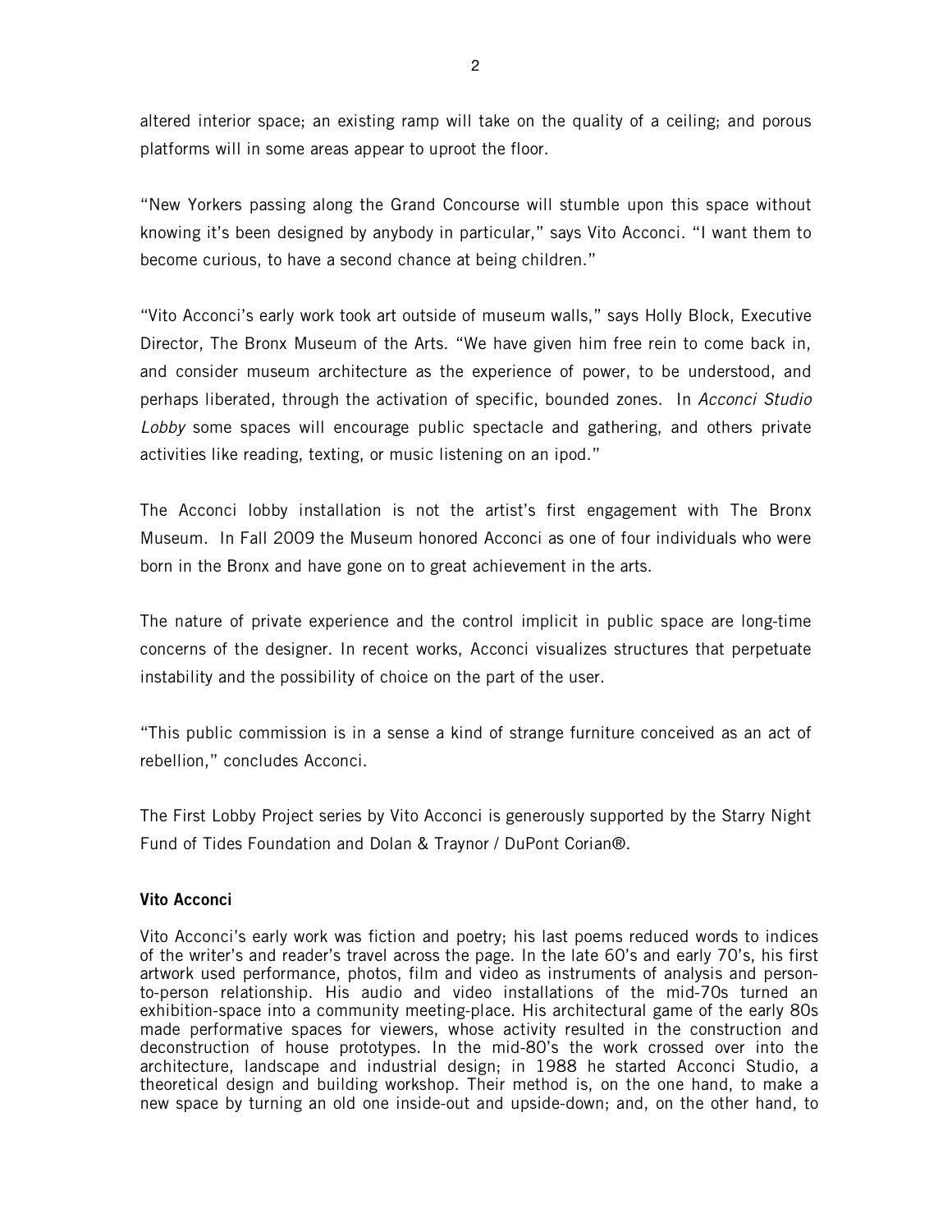altered interior space; an existing ramp will take on the quality of a ceiling; and porous platforms will in some areas appear to uproot the floor.

"New Yorkers passing along the Grand Concourse will stumble upon this space without knowing it's been designed by anybody in particular," says Vito Acconci. "I want them to become curious, to have a second chance at being children."

"Vito Acconci's early work took art outside of museum walls," says Holly Block, Executive Director, The Bronx Museum of the Arts. "We have given him free rein to come back in, and consider museum architecture as the experience of power, to be understood, and perhaps liberated, through the activation of specific, bounded zones. In *Acconci Studio Lobby* some spaces will encourage public spectacle and gathering, and others private activities like reading, texting, or music listening on an ipod."

The Acconci lobby installation is not the artist's first engagement with The Bronx Museum. In Fall 2009 the Museum honored Acconci as one of four individuals who were born in the Bronx and have gone on to great achievement in the arts.

The nature of private experience and the control implicit in public space are long-time concerns of the designer. In recent works, Acconci visualizes structures that perpetuate instability and the possibility of choice on the part of the user.

"This public commission is in a sense a kind of strange furniture conceived as an act of rebellion," concludes Acconci.

The First Lobby Project series by Vito Acconci is generously supported by the Starry Night Fund of Tides Foundation and Dolan & Traynor / DuPont Corian®.

**Vito Acconci**

Vito Acconci's early work was fiction and poetry; his last poems reduced words to indices of the writer's and reader's travel across the page. In the late 60's and early 70's, his first artwork used performance, photos, film and video as instruments of analysis and person-to-person relationship. His audio and video installations of the mid-70s turned an exhibition-space into a community meeting-place. His architectural game of the early 80s made performative spaces for viewers, whose activity resulted in the construction and deconstruction of house prototypes. In the mid-80's the work crossed over into the architecture, landscape and industrial design; in 1988 he started Acconci Studio, a theoretical design and building workshop. Their method is, on the one hand, to make a new space by turning an old one inside-out and upside-down; and, on the other hand, to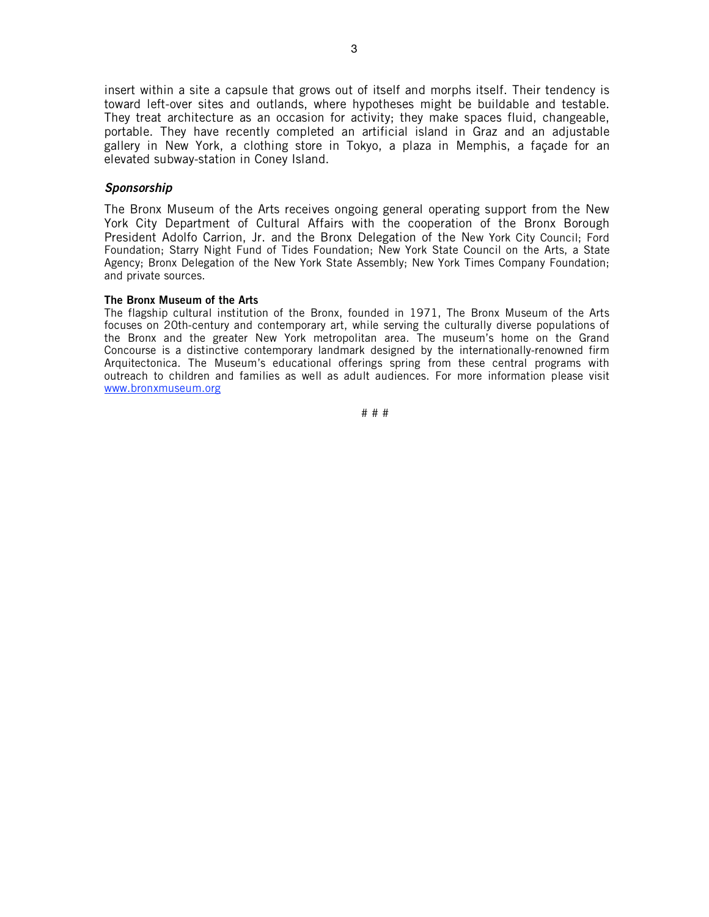insert within a site a capsule that grows out of itself and morphs itself. Their tendency is toward left-over sites and outlands, where hypotheses might be buildable and testable. They treat architecture as an occasion for activity; they make spaces fluid, changeable, portable. They have recently completed an artificial island in Graz and an adjustable gallery in New York, a clothing store in Tokyo, a plaza in Memphis, a façade for an elevated subway-station in Coney Island.

### *Sponsorship*

The Bronx Museum of the Arts receives ongoing general operating support from the New York City Department of Cultural Affairs with the cooperation of the Bronx Borough President Adolfo Carrion, Jr. and the Bronx Delegation of the New York City Council; Ford Foundation; Starry Night Fund of Tides Foundation; New York State Council on the Arts, a State Agency; Bronx Delegation of the New York State Assembly; New York Times Company Foundation; and private sources.

**The Bronx Museum of the Arts**

The flagship cultural institution of the Bronx, founded in 1971, The Bronx Museum of the Arts focuses on 20th-century and contemporary art, while serving the culturally diverse populations of the Bronx and the greater New York metropolitan area. The museum's home on the Grand Concourse is a distinctive contemporary landmark designed by the internationally-renowned firm Arquitectonica. The Museum's educational offerings spring from these central programs with outreach to children and families as well as adult audiences. For more information please visit www.bronxmuseum.org

# # #